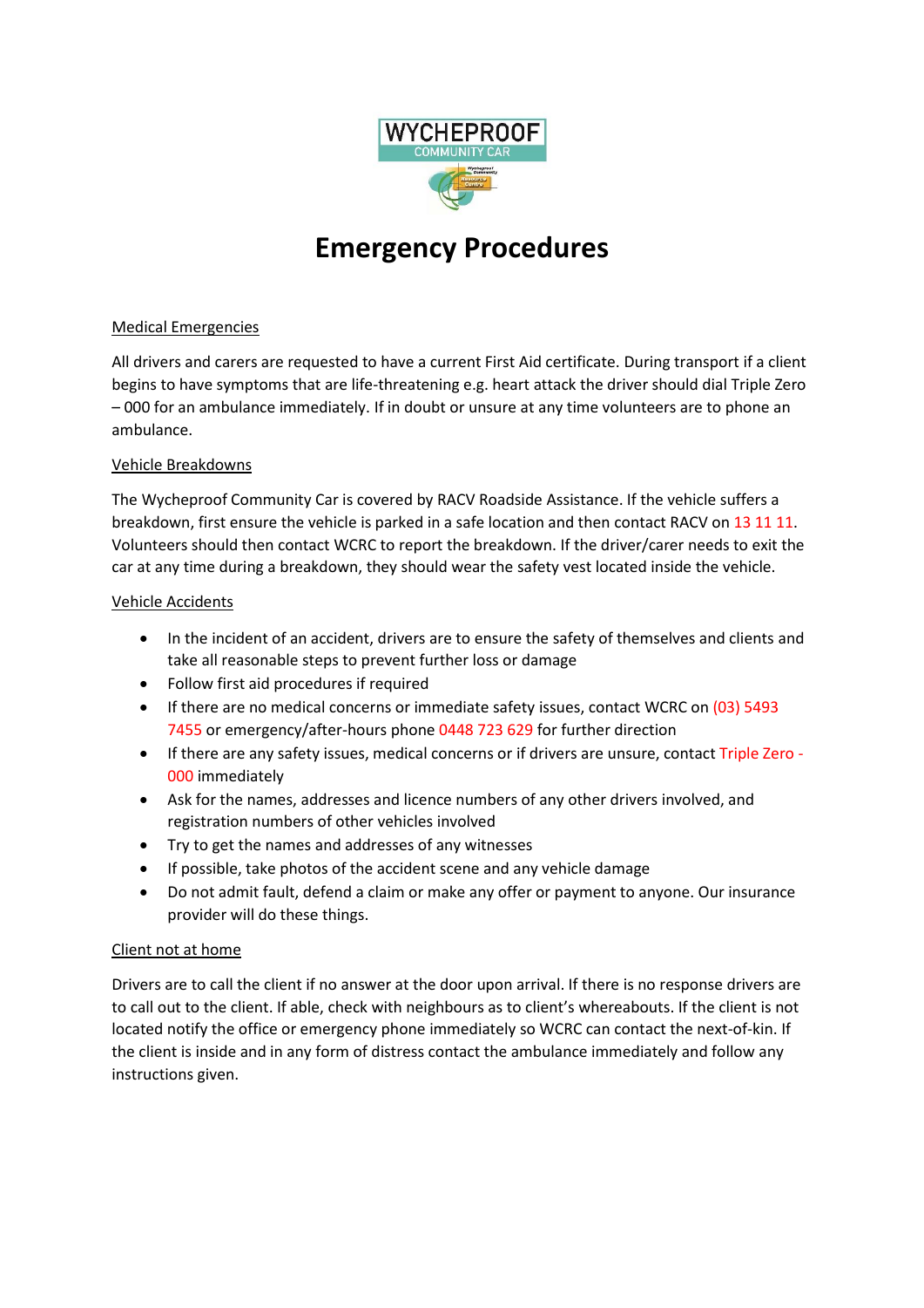# Emergency Procedures

## Medical Emergencies

All drivers and carers are requested to have a current First Aid certificate. During transport if a client begins to have symptoms that are life-threatening e.g. heart attack the driver should dial Triple Zero – 000 for an ambulance immediately. If in doubt or unsure at any time volunteers are to phone an ambulance.

## Vehicle Breakdowns

The Wycheproof Community Car is covered by RACV Roadside Assistance. If the vehicle suffers a breakdown, first ensure the vehicle is parked in a safe location and then contact RACV on 13 11 11. Volunteers should then contact WCRC to report the breakdown. If the driver/carer needs to exit the car at any time during a breakdown, they should wear the safety vest located inside the vehicle.

## Vehicle Accidents

- In the incident of an accident, drivers are to ensure the safety of themselves and clients and take all reasonable steps to prevent further loss or damage
- Follow first aid procedures if required
- If there are no medical concerns or immediate safety issues, contact WCRC on (03) 5493 7455 or emergency/after-hours phone 0448 723 629 for further direction
- If there are any safety issues, medical concerns or if drivers are unsure, contact Triple Zero - 000 immediately
- Ask for the names, addresses and licence numbers of any other drivers involved, and registration numbers of other vehicles involved
- Try to get the names and addresses of any witnesses
- If possible, take photos of the accident scene and any vehicle damage
- Do not admit fault, defend a claim or make any offer or payment to anyone. Our insurance provider will do these things.

## Client not at home

Drivers are to call the client if no answer at the door upon arrival. If there is no response drivers are to call out to the client. If able, check with neighbours as to client's whereabouts. If the client is not located notify the office or emergency phone immediately so WCRC can contact the next-of-kin. If the client is inside and in any form of distress contact the ambulance immediately and follow any instructions given.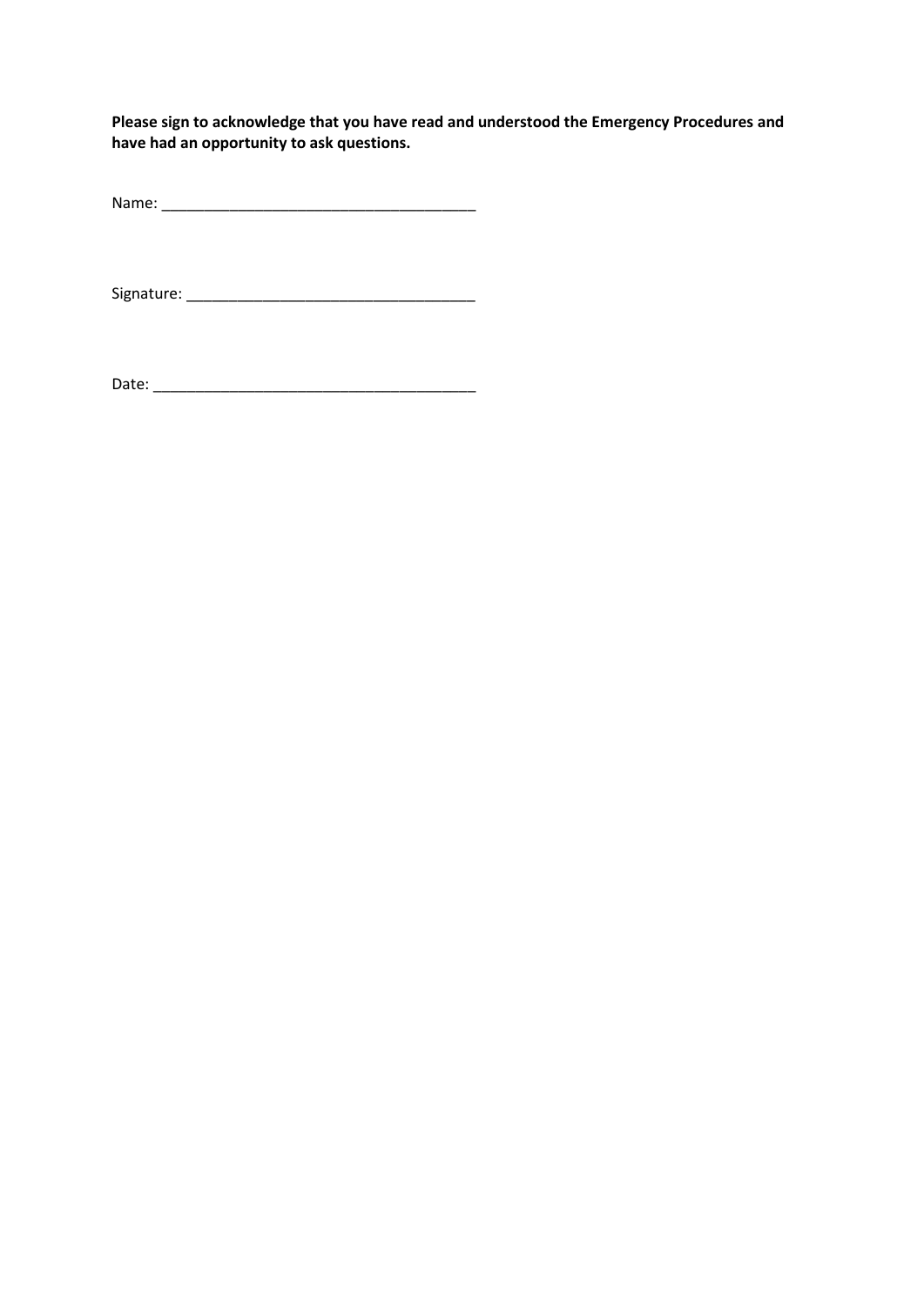**Please sign to acknowledge that you have read and understood the Emergency Procedures and have had an opportunity to ask questions.**

Name: _____________________________________

Signature: __________________________________

Date: ______________________________________